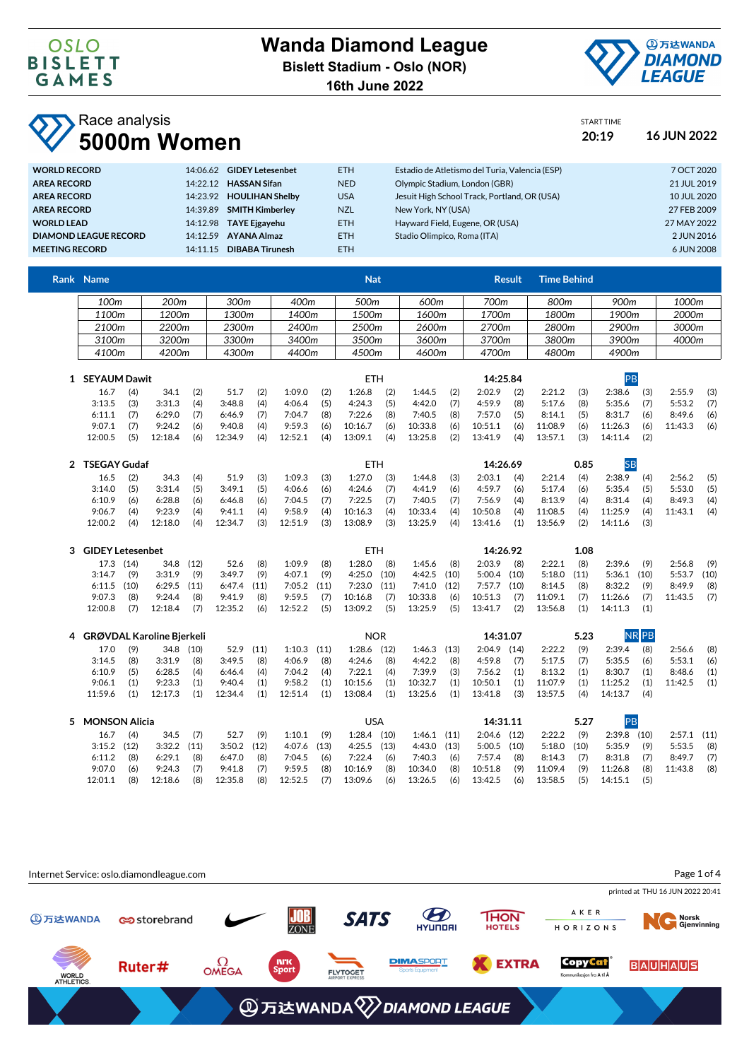# Wanda Diamond League

**Bislett Stadium - Oslo (NOR)**

**16th June 2022**

## Race analysis

# 5000m Women

START TIME **20:19** **16 JUN 2022**

| | | | | | |
|---|---|---|---|---|---|
| **WORLD RECORD** | 14:06.62 | **GIDEY Letesenbet** | ETH | Estadio de Atletismo del Turia, Valencia (ESP) | 7 OCT 2020 |
| **AREA RECORD** | 14:22.12 | **HASSAN Sifan** | NED | Olympic Stadium, London (GBR) | 21 JUL 2019 |
| **AREA RECORD** | 14:23.92 | **HOULIHAN Shelby** | USA | Jesuit High School Track, Portland, OR (USA) | 10 JUL 2020 |
| **AREA RECORD** | 14:39.89 | **SMITH Kimberley** | NZL | New York, NY (USA) | 27 FEB 2009 |
| **WORLD LEAD** | 14:12.98 | **TAYE Ejgayehu** | ETH | Hayward Field, Eugene, OR (USA) | 27 MAY 2022 |
| **DIAMOND LEAGUE RECORD** | 14:12.59 | **AYANA Almaz** | ETH | Stadio Olimpico, Roma (ITA) | 2 JUN 2016 |
| **MEETING RECORD** | 14:11.15 | **DIBABA Tirunesh** | ETH | | 6 JUN 2008 |

**Rank | Name | Nat | Result | Time Behind**

| | | | | | | | | | |
|---|---|---|---|---|---|---|---|---|---|
| 100m | 200m | 300m | 400m | 500m | 600m | 700m | 800m | 900m | 1000m |
| 1100m | 1200m | 1300m | 1400m | 1500m | 1600m | 1700m | 1800m | 1900m | 2000m |
| 2100m | 2200m | 2300m | 2400m | 2500m | 2600m | 2700m | 2800m | 2900m | 3000m |
| 3100m | 3200m | 3300m | 3400m | 3500m | 3600m | 3700m | 3800m | 3900m | 4000m |
| 4100m | 4200m | 4300m | 4400m | 4500m | 4600m | 4700m | 4800m | 4900m | |

### 1 SEYAUM Dawit — ETH — 14:25.84 — PB

| | | | | | | | | | |
|---|---|---|---|---|---|---|---|---|---|
| 16.7 (4) | 34.1 (2) | 51.7 (2) | 1:09.0 (2) | 1:26.8 (2) | 1:44.5 (2) | 2:02.9 (2) | 2:21.2 (3) | 2:38.6 (3) | 2:55.9 (3) |
| 3:13.5 (3) | 3:31.3 (4) | 3:48.8 (4) | 4:06.4 (5) | 4:24.3 (5) | 4:42.0 (7) | 4:59.9 (8) | 5:17.6 (8) | 5:35.6 (7) | 5:53.2 (7) |
| 6:11.1 (7) | 6:29.0 (7) | 6:46.9 (7) | 7:04.7 (8) | 7:22.6 (8) | 7:40.5 (8) | 7:57.0 (5) | 8:14.1 (5) | 8:31.7 (6) | 8:49.6 (6) |
| 9:07.1 (7) | 9:24.2 (6) | 9:40.8 (4) | 9:59.3 (6) | 10:16.7 (6) | 10:33.8 (6) | 10:51.1 (6) | 11:08.9 (6) | 11:26.3 (6) | 11:43.3 (6) |
| 12:00.5 (5) | 12:18.4 (6) | 12:34.9 (4) | 12:52.1 (4) | 13:09.1 (4) | 13:25.8 (2) | 13:41.9 (4) | 13:57.1 (3) | 14:11.4 (2) | |

### 2 TSEGAY Gudaf — ETH — 14:26.69 — 0.85 — SB

| | | | | | | | | | |
|---|---|---|---|---|---|---|---|---|---|
| 16.5 (2) | 34.3 (4) | 51.9 (3) | 1:09.3 (3) | 1:27.0 (3) | 1:44.8 (3) | 2:03.1 (4) | 2:21.4 (4) | 2:38.9 (4) | 2:56.2 (5) |
| 3:14.0 (5) | 3:31.4 (5) | 3:49.1 (5) | 4:06.6 (6) | 4:24.6 (7) | 4:41.9 (6) | 4:59.7 (6) | 5:17.4 (6) | 5:35.4 (5) | 5:53.0 (5) |
| 6:10.9 (6) | 6:28.8 (6) | 6:46.8 (6) | 7:04.5 (7) | 7:22.5 (7) | 7:40.5 (7) | 7:56.9 (4) | 8:13.9 (4) | 8:31.4 (4) | 8:49.3 (4) |
| 9:06.7 (4) | 9:23.9 (4) | 9:41.1 (4) | 9:58.9 (4) | 10:16.3 (4) | 10:33.4 (4) | 10:50.8 (4) | 11:08.5 (4) | 11:25.9 (4) | 11:43.1 (4) |
| 12:00.2 (4) | 12:18.0 (4) | 12:34.7 (3) | 12:51.9 (3) | 13:08.9 (3) | 13:25.9 (4) | 13:41.6 (1) | 13:56.9 (2) | 14:11.6 (3) | |

### 3 GIDEY Letesenbet — ETH — 14:26.92 — 1.08

| | | | | | | | | | |
|---|---|---|---|---|---|---|---|---|---|
| 17.3 (14) | 34.8 (12) | 52.6 (8) | 1:09.9 (8) | 1:28.0 (8) | 1:45.6 (8) | 2:03.9 (8) | 2:22.1 (8) | 2:39.6 (9) | 2:56.8 (9) |
| 3:14.7 (9) | 3:31.9 (9) | 3:49.7 (9) | 4:07.1 (9) | 4:25.0 (10) | 4:42.5 (10) | 5:00.4 (10) | 5:18.0 (11) | 5:36.1 (10) | 5:53.7 (10) |
| 6:11.5 (10) | 6:29.5 (11) | 6:47.4 (11) | 7:05.2 (11) | 7:23.0 (11) | 7:41.0 (12) | 7:57.7 (10) | 8:14.5 (8) | 8:32.2 (9) | 8:49.9 (8) |
| 9:07.3 (8) | 9:24.4 (8) | 9:41.9 (8) | 9:59.5 (7) | 10:16.8 (7) | 10:33.8 (6) | 10:51.3 (7) | 11:09.1 (7) | 11:26.6 (7) | 11:43.5 (7) |
| 12:00.8 (7) | 12:18.4 (7) | 12:35.2 (6) | 12:52.2 (5) | 13:09.2 (5) | 13:25.9 (5) | 13:41.7 (2) | 13:56.8 (1) | 14:11.3 (1) | |

### 4 GRØVDAL Karoline Bjerkeli — NOR — 14:31.07 — 5.23 — NR PB

| | | | | | | | | | |
|---|---|---|---|---|---|---|---|---|---|
| 17.0 (9) | 34.8 (10) | 52.9 (11) | 1:10.3 (11) | 1:28.6 (12) | 1:46.3 (13) | 2:04.9 (14) | 2:22.2 (9) | 2:39.4 (8) | 2:56.6 (8) |
| 3:14.5 (8) | 3:31.9 (8) | 3:49.5 (8) | 4:06.9 (8) | 4:24.6 (8) | 4:42.2 (8) | 4:59.8 (7) | 5:17.5 (7) | 5:35.5 (6) | 5:53.1 (6) |
| 6:10.9 (5) | 6:28.5 (4) | 6:46.4 (4) | 7:04.2 (4) | 7:22.1 (4) | 7:39.9 (3) | 7:56.2 (1) | 8:13.2 (1) | 8:30.7 (1) | 8:48.6 (1) |
| 9:06.1 (1) | 9:23.3 (1) | 9:40.4 (1) | 9:58.2 (1) | 10:15.6 (1) | 10:32.7 (1) | 10:50.1 (1) | 11:07.9 (1) | 11:25.2 (1) | 11:42.5 (1) |
| 11:59.6 (1) | 12:17.3 (1) | 12:34.4 (1) | 12:51.4 (1) | 13:08.4 (1) | 13:25.6 (1) | 13:41.8 (3) | 13:57.5 (4) | 14:13.7 (4) | |

### 5 MONSON Alicia — USA — 14:31.11 — 5.27 — PB

| | | | | | | | | | |
|---|---|---|---|---|---|---|---|---|---|
| 16.7 (4) | 34.5 (7) | 52.7 (9) | 1:10.1 (9) | 1:28.4 (10) | 1:46.1 (11) | 2:04.6 (12) | 2:22.2 (9) | 2:39.8 (10) | 2:57.1 (11) |
| 3:15.2 (12) | 3:32.2 (11) | 3:50.2 (12) | 4:07.6 (13) | 4:25.5 (13) | 4:43.0 (13) | 5:00.5 (10) | 5:18.0 (10) | 5:35.9 (9) | 5:53.5 (8) |
| 6:11.2 (8) | 6:29.1 (8) | 6:47.0 (8) | 7:04.5 (6) | 7:22.4 (6) | 7:40.3 (6) | 7:57.4 (8) | 8:14.3 (7) | 8:31.8 (7) | 8:49.7 (7) |
| 9:07.0 (6) | 9:24.3 (7) | 9:41.8 (7) | 9:59.5 (8) | 10:16.9 (8) | 10:34.0 (8) | 10:51.8 (9) | 11:09.4 (9) | 11:26.8 (8) | 11:43.8 (8) |
| 12:01.1 (8) | 12:18.6 (8) | 12:35.8 (8) | 12:52.5 (7) | 13:09.6 (6) | 13:26.5 (6) | 13:42.5 (6) | 13:58.5 (5) | 14:15.1 (5) | |

Internet Service: oslo.diamondleague.com

printed at THU 16 JUN 2022 20:41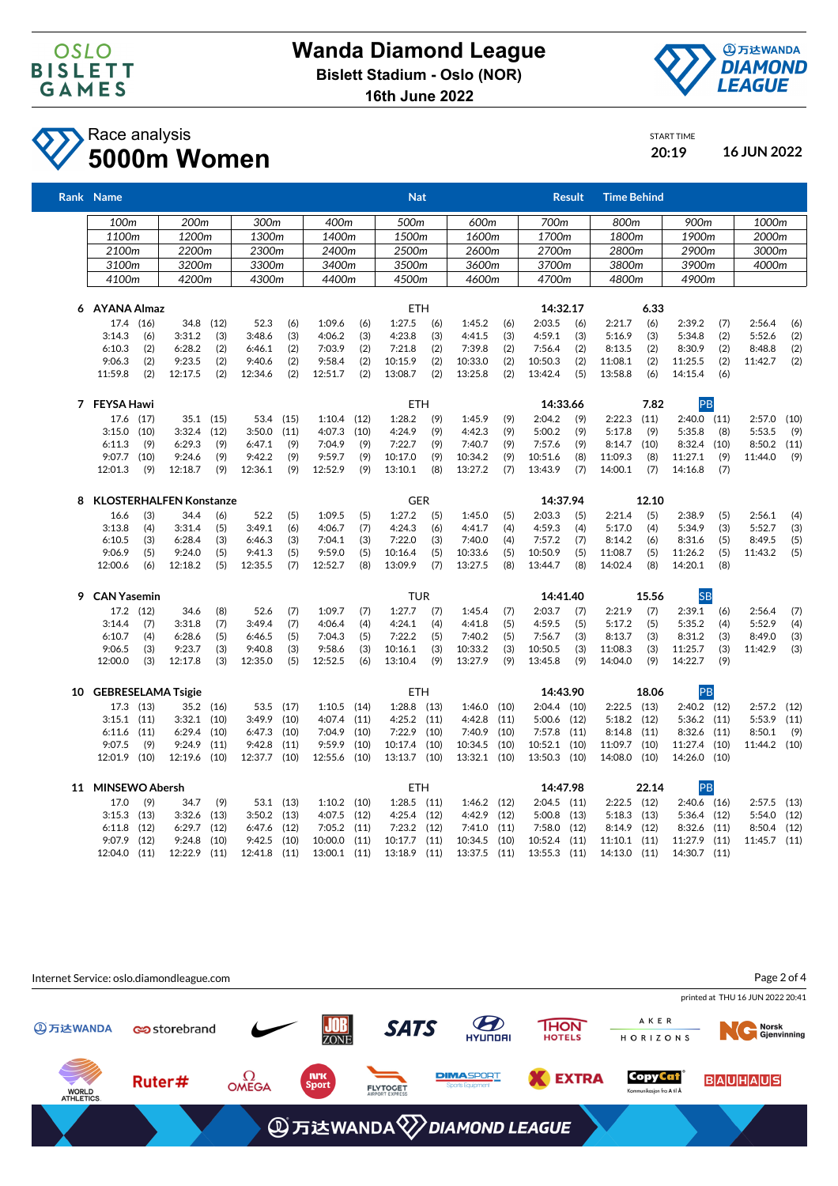# Wanda Diamond League

**Bislett Stadium - Oslo (NOR)**

**16th June 2022**

## Race analysis

# 5000m Women

START TIME **20:19** **16 JUN 2022**

| Rank | Name | Nat | Result | Time Behind |
|---|---|---|---|---|

| 100m | 200m | 300m | 400m | 500m | 600m | 700m | 800m | 900m | 1000m |
|---|---|---|---|---|---|---|---|---|---|
| 1100m | 1200m | 1300m | 1400m | 1500m | 1600m | 1700m | 1800m | 1900m | 2000m |
| 2100m | 2200m | 2300m | 2400m | 2500m | 2600m | 2700m | 2800m | 2900m | 3000m |
| 3100m | 3200m | 3300m | 3400m | 3500m | 3600m | 3700m | 3800m | 3900m | 4000m |
| 4100m | 4200m | 4300m | 4400m | 4500m | 4600m | 4700m | 4800m | 4900m | |

**6 AYANA Almaz** — ETH — 14:32.17 — 6.33

| | | | | | | | | | |
|---|---|---|---|---|---|---|---|---|---|
| 17.4 (16) | 34.8 (12) | 52.3 (6) | 1:09.6 (6) | 1:27.5 (6) | 1:45.2 (6) | 2:03.5 (6) | 2:21.7 (6) | 2:39.2 (7) | 2:56.4 (6) |
| 3:14.3 (6) | 3:31.2 (3) | 3:48.6 (3) | 4:06.2 (3) | 4:23.8 (3) | 4:41.5 (3) | 4:59.1 (3) | 5:16.9 (3) | 5:34.8 (2) | 5:52.6 (2) |
| 6:10.3 (2) | 6:28.2 (2) | 6:46.1 (2) | 7:03.9 (2) | 7:21.8 (2) | 7:39.8 (2) | 7:56.4 (2) | 8:13.5 (2) | 8:30.9 (2) | 8:48.8 (2) |
| 9:06.3 (2) | 9:23.5 (2) | 9:40.6 (2) | 9:58.4 (2) | 10:15.9 (2) | 10:33.0 (2) | 10:50.3 (2) | 11:08.1 (2) | 11:25.5 (2) | 11:42.7 (2) |
| 11:59.8 (2) | 12:17.5 (2) | 12:34.6 (2) | 12:51.7 (2) | 13:08.7 (2) | 13:25.8 (2) | 13:42.4 (5) | 13:58.8 (6) | 14:15.4 (6) | |

**7 FEYSA Hawi** — ETH — 14:33.66 — 7.82 — PB

| | | | | | | | | | |
|---|---|---|---|---|---|---|---|---|---|
| 17.6 (17) | 35.1 (15) | 53.4 (15) | 1:10.4 (12) | 1:28.2 (9) | 1:45.9 (9) | 2:04.2 (9) | 2:22.3 (11) | 2:40.0 (11) | 2:57.0 (10) |
| 3:15.0 (10) | 3:32.4 (12) | 3:50.0 (11) | 4:07.3 (10) | 4:24.9 (9) | 4:42.3 (9) | 5:00.2 (9) | 5:17.8 (9) | 5:35.8 (8) | 5:53.5 (9) |
| 6:11.3 (9) | 6:29.3 (9) | 6:47.1 (9) | 7:04.9 (9) | 7:22.7 (9) | 7:40.7 (9) | 7:57.6 (9) | 8:14.7 (10) | 8:32.4 (10) | 8:50.2 (11) |
| 9:07.7 (10) | 9:24.6 (9) | 9:42.2 (9) | 9:59.7 (9) | 10:17.0 (9) | 10:34.2 (9) | 10:51.6 (8) | 11:09.3 (8) | 11:27.1 (9) | 11:44.0 (9) |
| 12:01.3 (9) | 12:18.7 (9) | 12:36.1 (9) | 12:52.9 (9) | 13:10.1 (8) | 13:27.2 (7) | 13:43.9 (7) | 14:00.1 (7) | 14:16.8 (7) | |

**8 KLOSTERHALFEN Konstanze** — GER — 14:37.94 — 12.10

| | | | | | | | | | |
|---|---|---|---|---|---|---|---|---|---|
| 16.6 (3) | 34.4 (6) | 52.2 (5) | 1:09.5 (5) | 1:27.2 (5) | 1:45.0 (5) | 2:03.3 (5) | 2:21.4 (5) | 2:38.9 (5) | 2:56.1 (4) |
| 3:13.8 (4) | 3:31.4 (5) | 3:49.1 (6) | 4:06.7 (7) | 4:24.3 (6) | 4:41.7 (4) | 4:59.3 (4) | 5:17.0 (4) | 5:34.9 (3) | 5:52.7 (3) |
| 6:10.5 (3) | 6:28.4 (3) | 6:46.3 (3) | 7:04.1 (3) | 7:22.0 (3) | 7:40.0 (4) | 7:57.2 (7) | 8:14.2 (6) | 8:31.6 (5) | 8:49.5 (5) |
| 9:06.9 (5) | 9:24.0 (5) | 9:41.3 (5) | 9:59.0 (5) | 10:16.4 (5) | 10:33.6 (5) | 10:50.9 (5) | 11:08.7 (5) | 11:26.2 (5) | 11:43.2 (5) |
| 12:00.6 (6) | 12:18.2 (5) | 12:35.5 (7) | 12:52.7 (8) | 13:09.9 (7) | 13:27.5 (8) | 13:44.7 (8) | 14:02.4 (8) | 14:20.1 (8) | |

**9 CAN Yasemin** — TUR — 14:41.40 — 15.56 — SB

| | | | | | | | | | |
|---|---|---|---|---|---|---|---|---|---|
| 17.2 (12) | 34.6 (8) | 52.6 (7) | 1:09.7 (7) | 1:27.7 (7) | 1:45.4 (7) | 2:03.7 (7) | 2:21.9 (7) | 2:39.1 (6) | 2:56.4 (7) |
| 3:14.4 (7) | 3:31.8 (7) | 3:49.4 (7) | 4:06.4 (4) | 4:24.1 (4) | 4:41.8 (5) | 4:59.5 (5) | 5:17.2 (5) | 5:35.2 (4) | 5:52.9 (4) |
| 6:10.7 (4) | 6:28.6 (5) | 6:46.5 (5) | 7:04.3 (5) | 7:22.2 (5) | 7:40.2 (5) | 7:56.7 (3) | 8:13.7 (3) | 8:31.2 (3) | 8:49.0 (3) |
| 9:06.5 (3) | 9:23.7 (3) | 9:40.8 (3) | 9:58.6 (3) | 10:16.1 (3) | 10:33.2 (3) | 10:50.5 (3) | 11:08.3 (3) | 11:25.7 (3) | 11:42.9 (3) |
| 12:00.0 (3) | 12:17.8 (3) | 12:35.0 (5) | 12:52.5 (6) | 13:10.4 (9) | 13:27.9 (9) | 13:45.8 (9) | 14:04.0 (9) | 14:22.7 (9) | |

**10 GEBRESELAMA Tsigie** — ETH — 14:43.90 — 18.06 — PB

| | | | | | | | | | |
|---|---|---|---|---|---|---|---|---|---|
| 17.3 (13) | 35.2 (16) | 53.5 (17) | 1:10.5 (14) | 1:28.8 (13) | 1:46.0 (10) | 2:04.4 (10) | 2:22.5 (13) | 2:40.2 (12) | 2:57.2 (12) |
| 3:15.1 (11) | 3:32.1 (10) | 3:49.9 (10) | 4:07.4 (11) | 4:25.2 (11) | 4:42.8 (11) | 5:00.6 (12) | 5:18.2 (12) | 5:36.2 (11) | 5:53.9 (11) |
| 6:11.6 (11) | 6:29.4 (10) | 6:47.3 (10) | 7:04.9 (10) | 7:22.9 (10) | 7:40.9 (10) | 7:57.8 (11) | 8:14.8 (11) | 8:32.6 (11) | 8:50.1 (9) |
| 9:07.5 (9) | 9:24.9 (11) | 9:42.8 (11) | 9:59.9 (10) | 10:17.4 (10) | 10:34.5 (10) | 10:52.1 (10) | 11:09.7 (10) | 11:27.4 (10) | 11:44.2 (10) |
| 12:01.9 (10) | 12:19.6 (10) | 12:37.7 (10) | 12:55.6 (10) | 13:13.7 (10) | 13:32.1 (10) | 13:50.3 (10) | 14:08.0 (10) | 14:26.0 (10) | |

**11 MINSEWO Abersh** — ETH — 14:47.98 — 22.14 — PB

| | | | | | | | | | |
|---|---|---|---|---|---|---|---|---|---|
| 17.0 (9) | 34.7 (9) | 53.1 (13) | 1:10.2 (10) | 1:28.5 (11) | 1:46.2 (12) | 2:04.5 (11) | 2:22.5 (12) | 2:40.6 (16) | 2:57.5 (13) |
| 3:15.3 (13) | 3:32.6 (13) | 3:50.2 (13) | 4:07.5 (12) | 4:25.4 (12) | 4:42.9 (12) | 5:00.8 (13) | 5:18.3 (13) | 5:36.4 (12) | 5:54.0 (12) |
| 6:11.8 (12) | 6:29.7 (12) | 6:47.6 (12) | 7:05.2 (11) | 7:23.2 (12) | 7:41.0 (11) | 7:58.0 (12) | 8:14.9 (12) | 8:32.6 (11) | 8:50.4 (12) |
| 9:07.9 (12) | 9:24.8 (10) | 9:42.5 (10) | 10:00.0 (11) | 10:17.7 (11) | 10:34.7 (11) | 10:52.4 (11) | 11:10.1 (11) | 11:27.9 (11) | 11:45.7 (11) |
| 12:04.0 (11) | 12:22.9 (11) | 12:41.8 (11) | 13:00.1 (11) | 13:18.9 (11) | 13:37.5 (11) | 13:55.3 (11) | 14:13.0 (11) | 14:30.7 (11) | |

Internet Service: oslo.diamondleague.com

printed at THU 16 JUN 2022 20:41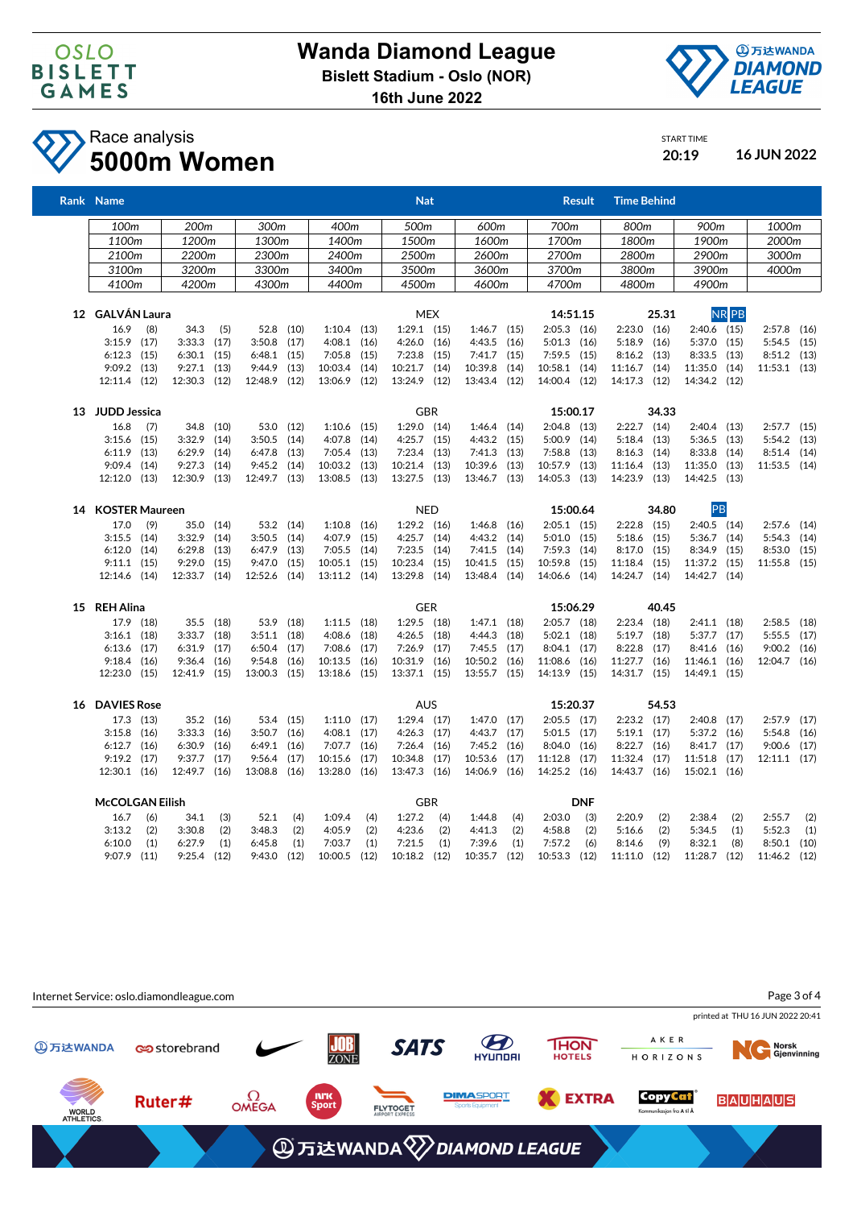# Wanda Diamond League

**Bislett Stadium - Oslo (NOR)**

**16th June 2022**

## Race analysis

# 5000m Women

START TIME **20:19** **16 JUN 2022**

| Rank | Name | Nat | Result | Time Behind | |
|---|---|---|---|---|---|

| 100m | 200m | 300m | 400m | 500m | 600m | 700m | 800m | 900m | 1000m |
|---|---|---|---|---|---|---|---|---|---|
| 1100m | 1200m | 1300m | 1400m | 1500m | 1600m | 1700m | 1800m | 1900m | 2000m |
| 2100m | 2200m | 2300m | 2400m | 2500m | 2600m | 2700m | 2800m | 2900m | 3000m |
| 3100m | 3200m | 3300m | 3400m | 3500m | 3600m | 3700m | 3800m | 3900m | 4000m |
| 4100m | 4200m | 4300m | 4400m | 4500m | 4600m | 4700m | 4800m | 4900m | |

### 12 GALVÁN Laura — MEX — 14:51.15 — 25.31 — NR PB

| | | | | | | | | | |
|---|---|---|---|---|---|---|---|---|---|
| 16.9 (8) | 34.3 (5) | 52.8 (10) | 1:10.4 (13) | 1:29.1 (15) | 1:46.7 (15) | 2:05.3 (16) | 2:23.0 (16) | 2:40.6 (15) | 2:57.8 (16) |
| 3:15.9 (17) | 3:33.3 (17) | 3:50.8 (17) | 4:08.1 (16) | 4:26.0 (16) | 4:43.5 (16) | 5:01.3 (16) | 5:18.9 (16) | 5:37.0 (15) | 5:54.5 (15) |
| 6:12.3 (15) | 6:30.1 (15) | 6:48.1 (15) | 7:05.8 (15) | 7:23.8 (15) | 7:41.7 (15) | 7:59.5 (15) | 8:16.2 (13) | 8:33.5 (13) | 8:51.2 (13) |
| 9:09.2 (13) | 9:27.1 (13) | 9:44.9 (13) | 10:03.4 (14) | 10:21.7 (14) | 10:39.8 (14) | 10:58.1 (14) | 11:16.7 (14) | 11:35.0 (14) | 11:53.1 (13) |
| 12:11.4 (12) | 12:30.3 (12) | 12:48.9 (12) | 13:06.9 (12) | 13:24.9 (12) | 13:43.4 (12) | 14:00.4 (12) | 14:17.3 (12) | 14:34.2 (12) | |

### 13 JUDD Jessica — GBR — 15:00.17 — 34.33

| | | | | | | | | | |
|---|---|---|---|---|---|---|---|---|---|
| 16.8 (7) | 34.8 (10) | 53.0 (12) | 1:10.6 (15) | 1:29.0 (14) | 1:46.4 (14) | 2:04.8 (13) | 2:22.7 (14) | 2:40.4 (13) | 2:57.7 (15) |
| 3:15.6 (15) | 3:32.9 (14) | 3:50.5 (14) | 4:07.8 (14) | 4:25.7 (15) | 4:43.2 (15) | 5:00.9 (14) | 5:18.4 (13) | 5:36.5 (13) | 5:54.2 (13) |
| 6:11.9 (13) | 6:29.9 (14) | 6:47.8 (13) | 7:05.4 (13) | 7:23.4 (13) | 7:41.3 (13) | 7:58.8 (13) | 8:16.3 (14) | 8:33.8 (14) | 8:51.4 (14) |
| 9:09.4 (14) | 9:27.3 (14) | 9:45.2 (14) | 10:03.2 (13) | 10:21.4 (13) | 10:39.6 (13) | 10:57.9 (13) | 11:16.4 (13) | 11:35.0 (13) | 11:53.5 (14) |
| 12:12.0 (13) | 12:30.9 (13) | 12:49.7 (13) | 13:08.5 (13) | 13:27.5 (13) | 13:46.7 (13) | 14:05.3 (13) | 14:23.9 (13) | 14:42.5 (13) | |

### 14 KOSTER Maureen — NED — 15:00.64 — 34.80 — PB

| | | | | | | | | | |
|---|---|---|---|---|---|---|---|---|---|
| 17.0 (9) | 35.0 (14) | 53.2 (14) | 1:10.8 (16) | 1:29.2 (16) | 1:46.8 (16) | 2:05.1 (15) | 2:22.8 (15) | 2:40.5 (14) | 2:57.6 (14) |
| 3:15.5 (14) | 3:32.9 (14) | 3:50.5 (15) | 4:07.9 (15) | 4:25.7 (14) | 4:43.2 (14) | 5:01.0 (15) | 5:18.6 (15) | 5:36.7 (14) | 5:54.3 (14) |
| 6:12.0 (14) | 6:29.8 (13) | 6:47.9 (14) | 7:05.5 (14) | 7:23.5 (14) | 7:41.5 (14) | 7:59.3 (14) | 8:17.0 (15) | 8:34.9 (15) | 8:53.0 (15) |
| 9:11.1 (15) | 9:29.0 (15) | 9:47.0 (15) | 10:05.1 (15) | 10:23.4 (15) | 10:41.5 (15) | 10:59.8 (15) | 11:18.4 (15) | 11:37.2 (15) | 11:55.8 (15) |
| 12:14.6 (14) | 12:33.7 (14) | 12:52.6 (14) | 13:11.2 (14) | 13:29.8 (14) | 13:48.4 (14) | 14:06.6 (14) | 14:24.7 (14) | 14:42.7 (14) | |

### 15 REH Alina — GER — 15:06.29 — 40.45

| | | | | | | | | | |
|---|---|---|---|---|---|---|---|---|---|
| 17.9 (18) | 35.5 (18) | 53.9 (18) | 1:11.5 (18) | 1:29.5 (18) | 1:47.1 (18) | 2:05.7 (18) | 2:23.4 (18) | 2:41.1 (18) | 2:58.5 (18) |
| 3:16.1 (18) | 3:33.7 (18) | 3:51.1 (18) | 4:08.6 (18) | 4:26.5 (18) | 4:44.3 (18) | 5:02.1 (18) | 5:19.7 (18) | 5:37.7 (17) | 5:55.5 (17) |
| 6:13.6 (17) | 6:31.9 (17) | 6:50.4 (17) | 7:08.6 (17) | 7:26.9 (17) | 7:45.5 (17) | 8:04.1 (17) | 8:22.8 (17) | 8:41.6 (16) | 9:00.2 (16) |
| 9:18.4 (16) | 9:36.4 (16) | 9:54.8 (16) | 10:13.5 (16) | 10:31.9 (16) | 10:50.2 (16) | 11:08.6 (16) | 11:27.7 (16) | 11:46.1 (16) | 12:04.7 (16) |
| 12:23.0 (15) | 12:41.9 (15) | 13:00.3 (15) | 13:18.6 (15) | 13:37.1 (15) | 13:55.7 (15) | 14:13.9 (15) | 14:31.7 (15) | 14:49.1 (15) | |

### 16 DAVIES Rose — AUS — 15:20.37 — 54.53

| | | | | | | | | | |
|---|---|---|---|---|---|---|---|---|---|
| 17.3 (13) | 35.2 (16) | 53.4 (15) | 1:11.0 (17) | 1:29.4 (17) | 1:47.0 (17) | 2:05.5 (17) | 2:23.2 (17) | 2:40.8 (17) | 2:57.9 (17) |
| 3:15.8 (16) | 3:33.3 (16) | 3:50.7 (16) | 4:08.1 (17) | 4:26.3 (17) | 4:43.7 (17) | 5:01.5 (17) | 5:19.1 (17) | 5:37.2 (16) | 5:54.8 (16) |
| 6:12.7 (16) | 6:30.9 (16) | 6:49.1 (16) | 7:07.7 (16) | 7:26.4 (16) | 7:45.2 (16) | 8:04.0 (16) | 8:22.7 (16) | 8:41.7 (17) | 9:00.6 (17) |
| 9:19.2 (17) | 9:37.7 (17) | 9:56.4 (17) | 10:15.6 (17) | 10:34.8 (17) | 10:53.6 (17) | 11:12.8 (17) | 11:32.4 (17) | 11:51.8 (17) | 12:11.1 (17) |
| 12:30.1 (16) | 12:49.7 (16) | 13:08.8 (16) | 13:28.0 (16) | 13:47.3 (16) | 14:06.9 (16) | 14:25.2 (16) | 14:43.7 (16) | 15:02.1 (16) | |

### McCOLGAN Eilish — GBR — DNF

| | | | | | | | | | |
|---|---|---|---|---|---|---|---|---|---|
| 16.7 (6) | 34.1 (3) | 52.1 (4) | 1:09.4 (4) | 1:27.2 (4) | 1:44.8 (4) | 2:03.0 (3) | 2:20.9 (2) | 2:38.4 (2) | 2:55.7 (2) |
| 3:13.2 (2) | 3:30.8 (2) | 3:48.3 (2) | 4:05.9 (2) | 4:23.6 (2) | 4:41.3 (2) | 4:58.8 (2) | 5:16.6 (2) | 5:34.5 (1) | 5:52.3 (1) |
| 6:10.0 (1) | 6:27.9 (1) | 6:45.8 (1) | 7:03.7 (1) | 7:21.5 (1) | 7:39.6 (1) | 7:57.2 (6) | 8:14.6 (9) | 8:32.1 (8) | 8:50.1 (10) |
| 9:07.9 (11) | 9:25.4 (12) | 9:43.0 (12) | 10:00.5 (12) | 10:18.2 (12) | 10:35.7 (12) | 10:53.3 (12) | 11:11.0 (12) | 11:28.7 (12) | 11:46.2 (12) |

Internet Service: oslo.diamondleague.com

printed at THU 16 JUN 2022 20:41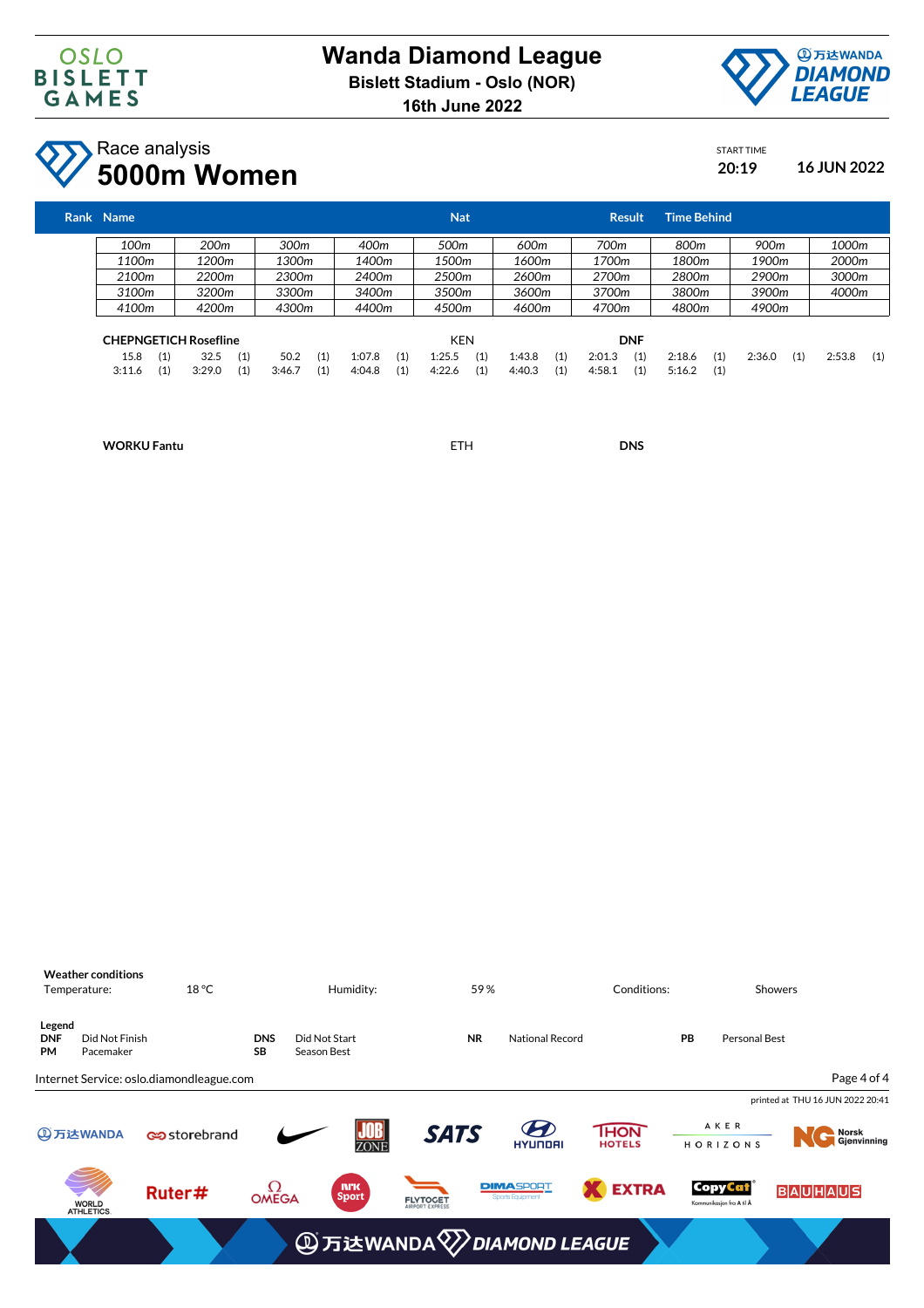# Wanda Diamond League

**Bislett Stadium - Oslo (NOR)**

**16th June 2022**

## Race analysis
# 5000m Women

START TIME **20:19** **16 JUN 2022**

| Rank | Name | Nat | Result | Time Behind |
|---|---|---|---|---|

| | | | | | | | | | |
|---|---|---|---|---|---|---|---|---|---|
| *100m* | *200m* | *300m* | *400m* | *500m* | *600m* | *700m* | *800m* | *900m* | *1000m* |
| *1100m* | *1200m* | *1300m* | *1400m* | *1500m* | *1600m* | *1700m* | *1800m* | *1900m* | *2000m* |
| *2100m* | *2200m* | *2300m* | *2400m* | *2500m* | *2600m* | *2700m* | *2800m* | *2900m* | *3000m* |
| *3100m* | *3200m* | *3300m* | *3400m* | *3500m* | *3600m* | *3700m* | *3800m* | *3900m* | *4000m* |
| *4100m* | *4200m* | *4300m* | *4400m* | *4500m* | *4600m* | *4700m* | *4800m* | *4900m* | |

**CHEPNGETICH Rosefline** KEN **DNF**

| | | | | | | | | | |
|---|---|---|---|---|---|---|---|---|---|
| 15.8 (1) | 32.5 (1) | 50.2 (1) | 1:07.8 (1) | 1:25.5 (1) | 1:43.8 (1) | 2:01.3 (1) | 2:18.6 (1) | 2:36.0 (1) | 2:53.8 (1) |
| 3:11.6 (1) | 3:29.0 (1) | 3:46.7 (1) | 4:04.8 (1) | 4:22.6 (1) | 4:40.3 (1) | 4:58.1 (1) | 5:16.2 (1) | | |

**WORKU Fantu** ETH **DNS**

**Weather conditions**

Temperature: 18 °C Humidity: 59 % Conditions: Showers

**Legend**

| | | | | | | | |
|---|---|---|---|---|---|---|---|
| **DNF** | Did Not Finish | **DNS** | Did Not Start | **NR** | National Record | **PB** | Personal Best |
| **PM** | Pacemaker | **SB** | Season Best | | | | |

Internet Service: oslo.diamondleague.com

printed at THU 16 JUN 2022 20:41